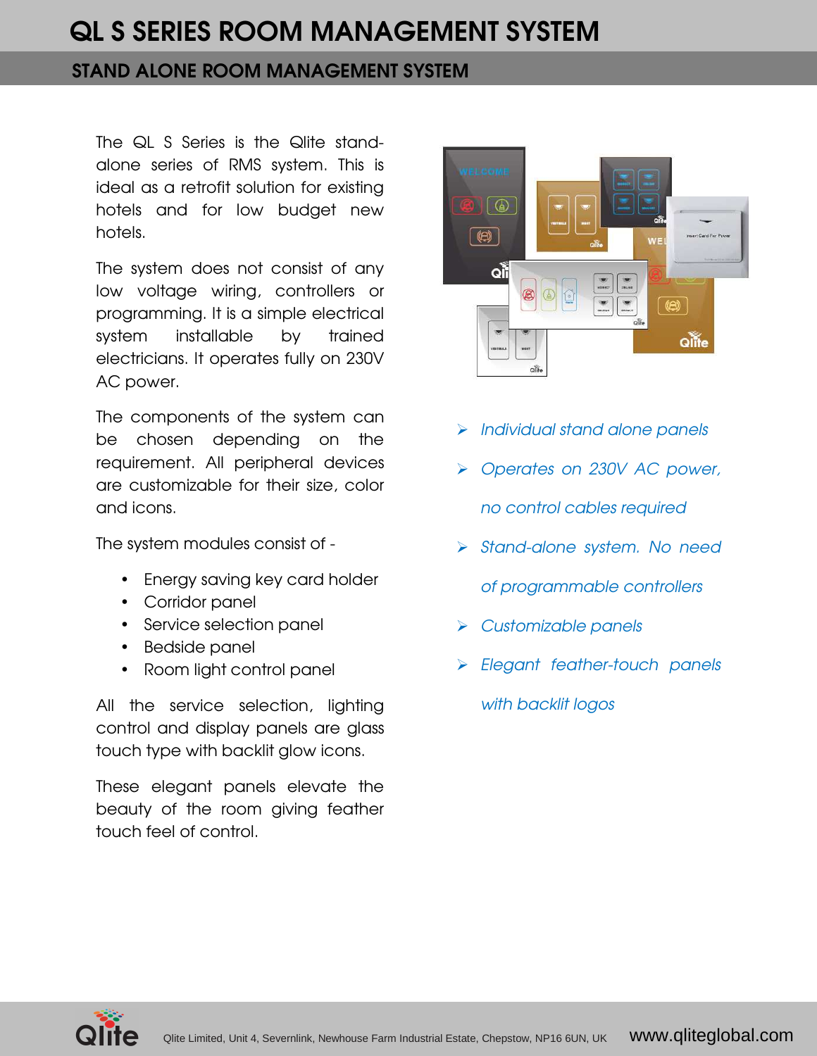# QL S SERIES ROOM MANAGEMENT SYSTEM

## STAND ALONE ROOM MANAGEMENT SYSTEM

The QL S Series is the Qlite stand-alone series of RMS system. This is ideal as a retrofit solution for existing hotels and for low budget new hotels.

The system does not consist of any low voltage wiring, controllers or programming. It is a simple electrical system installable by trained electricians. It operates fully on 230V AC power.

The components of the system can be chosen depending on the requirement. All peripheral devices are customizable for their size, color and icons.

The system modules consist of -

- Energy saving key card holder
- Corridor panel
- Service selection panel
- Bedside panel
- Room light control panel

All the service selection, lighting control and display panels are glass touch type with backlit glow icons.

These elegant panels elevate the beauty of the room giving feather touch feel of control.

- *Individual stand alone panels*
- *Operates on 230V AC power, no control cables required*
- *Stand-alone system. No need of programmable controllers*
- *Customizable panels*
- *Elegant feather-touch panels with backlit logos*

Qlite Limited, Unit 4, Severnlink, Newhouse Farm Industrial Estate, Chepstow, NP16 6UN, UK www.qliteglobal.com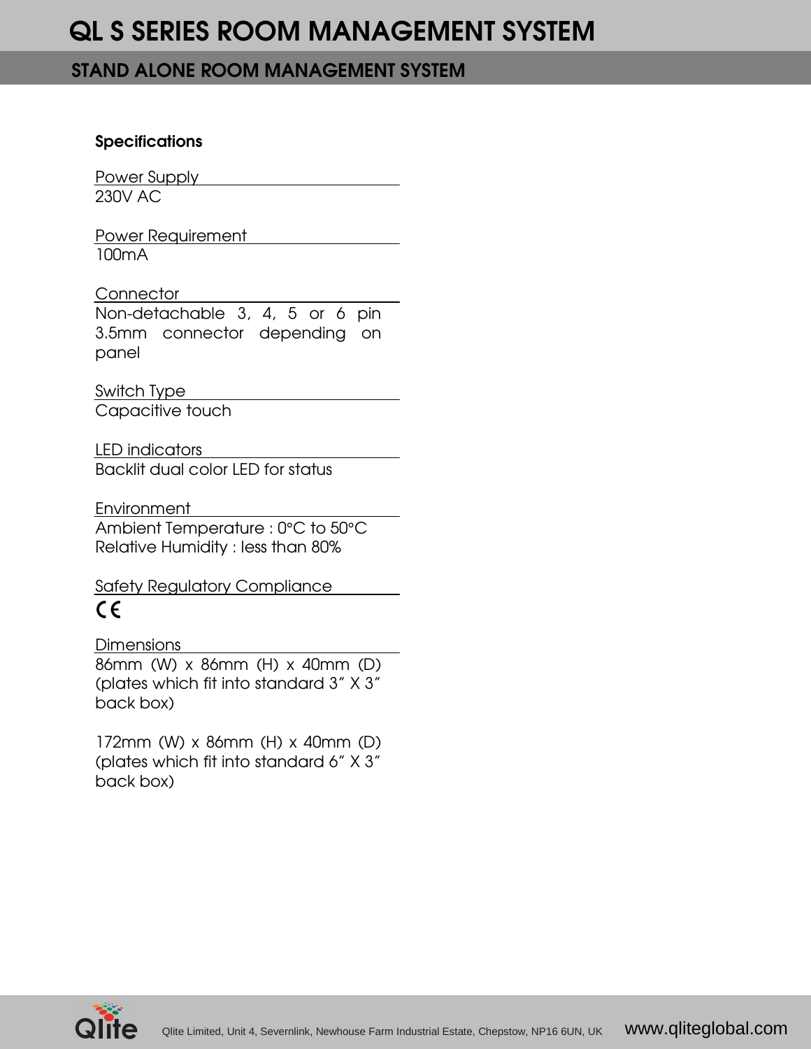# QL S SERIES ROOM MANAGEMENT SYSTEM

## STAND ALONE ROOM MANAGEMENT SYSTEM

### Specifications

**Power Supply**

230V AC

**Power Requirement**

100mA

**Connector**

Non-detachable 3, 4, 5 or 6 pin 3.5mm connector depending on panel

**Switch Type**

Capacitive touch

**LED indicators**

Backlit dual color LED for status

**Environment**

Ambient Temperature : 0°C to 50°C
Relative Humidity : less than 80%

**Safety Regulatory Compliance**

CE

**Dimensions**

86mm (W) x 86mm (H) x 40mm (D)
(plates which fit into standard 3″ X 3″ back box)

172mm (W) x 86mm (H) x 40mm (D)
(plates which fit into standard 6″ X 3″ back box)

Qlite Limited, Unit 4, Severnlink, Newhouse Farm Industrial Estate, Chepstow, NP16 6UN, UK www.qliteglobal.com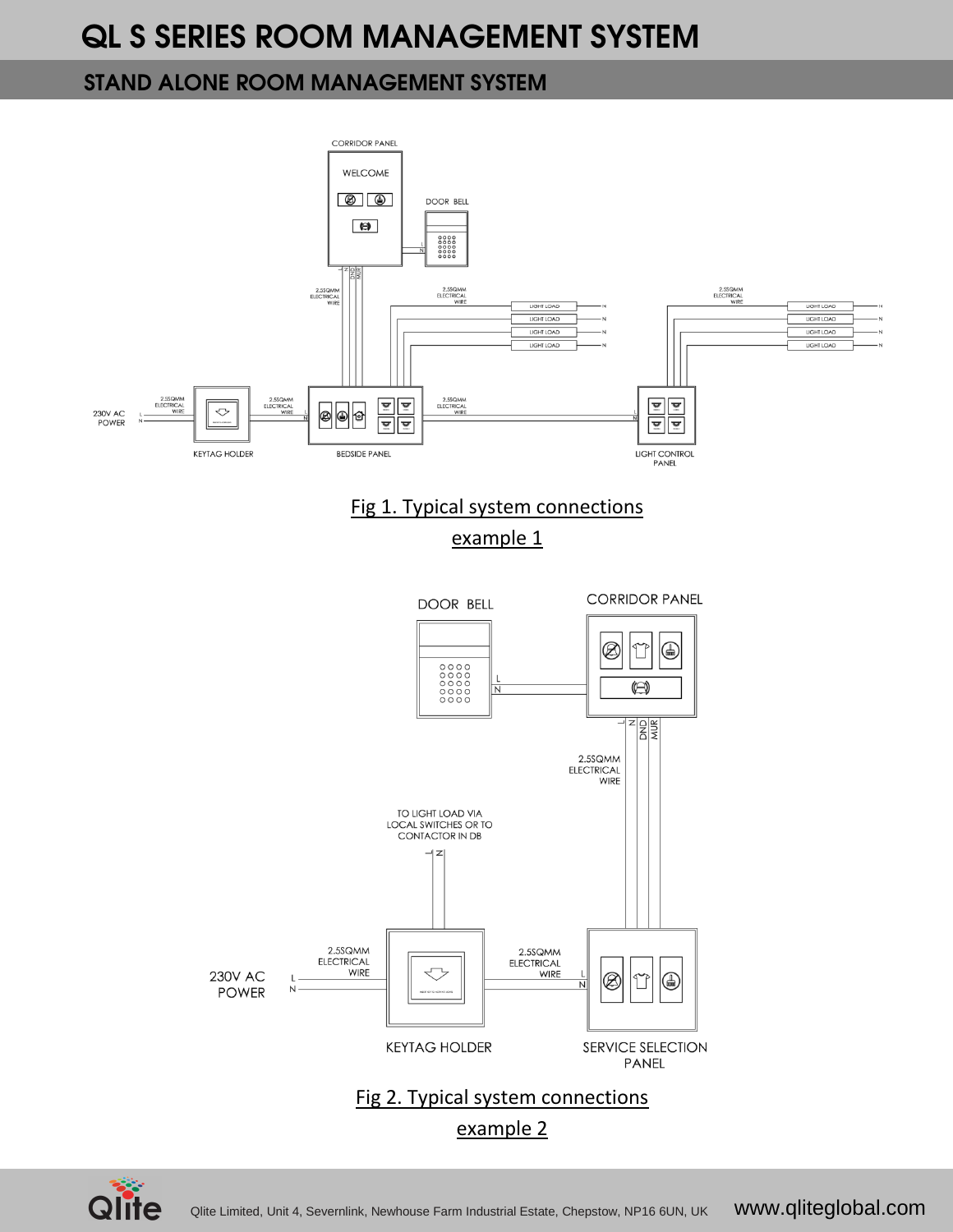# QL S SERIES ROOM MANAGEMENT SYSTEM

## STAND ALONE ROOM MANAGEMENT SYSTEM

Fig 1. Typical system connections example 1

Fig 2. Typical system connections example 2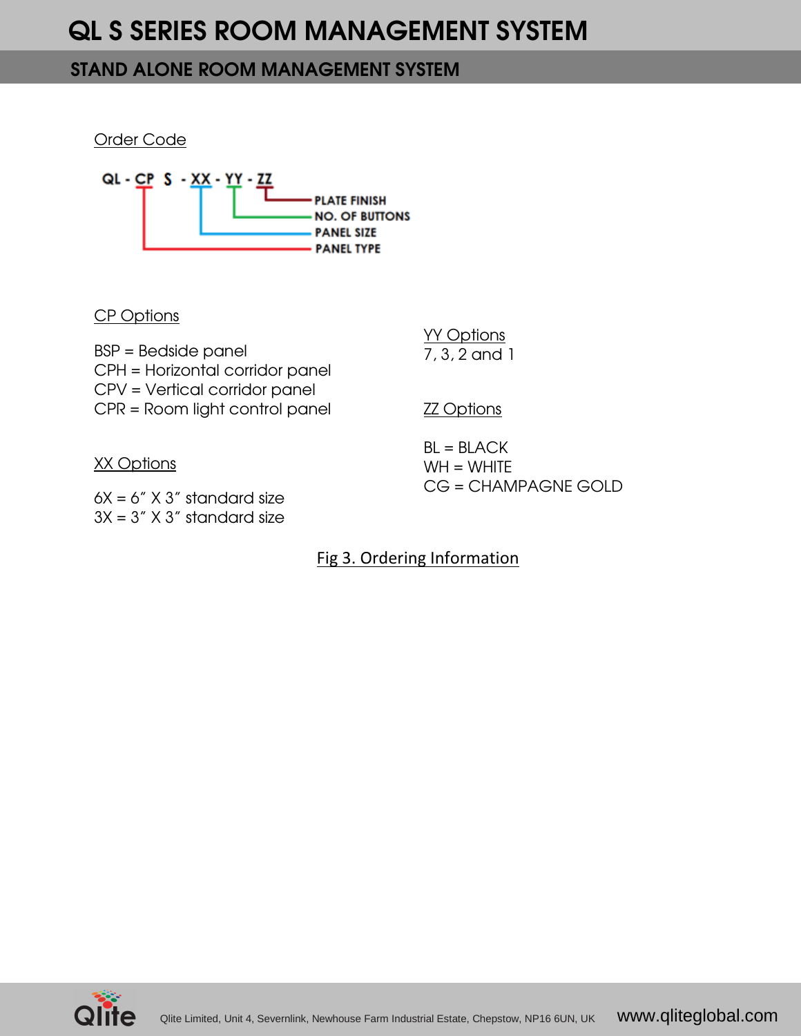# QL S SERIES ROOM MANAGEMENT SYSTEM

## STAND ALONE ROOM MANAGEMENT SYSTEM

Order Code

QL - CP S - XX - YY - ZZ

PLATE FINISH
NO. OF BUTTONS
PANEL SIZE
PANEL TYPE

CP Options

BSP = Bedside panel
CPH = Horizontal corridor panel
CPV = Vertical corridor panel
CPR = Room light control panel

XX Options

6X = 6" X 3" standard size
3X = 3" X 3" standard size

YY Options
7, 3, 2 and 1

ZZ Options

BL = BLACK
WH = WHITE
CG = CHAMPAGNE GOLD

Fig 3. Ordering Information